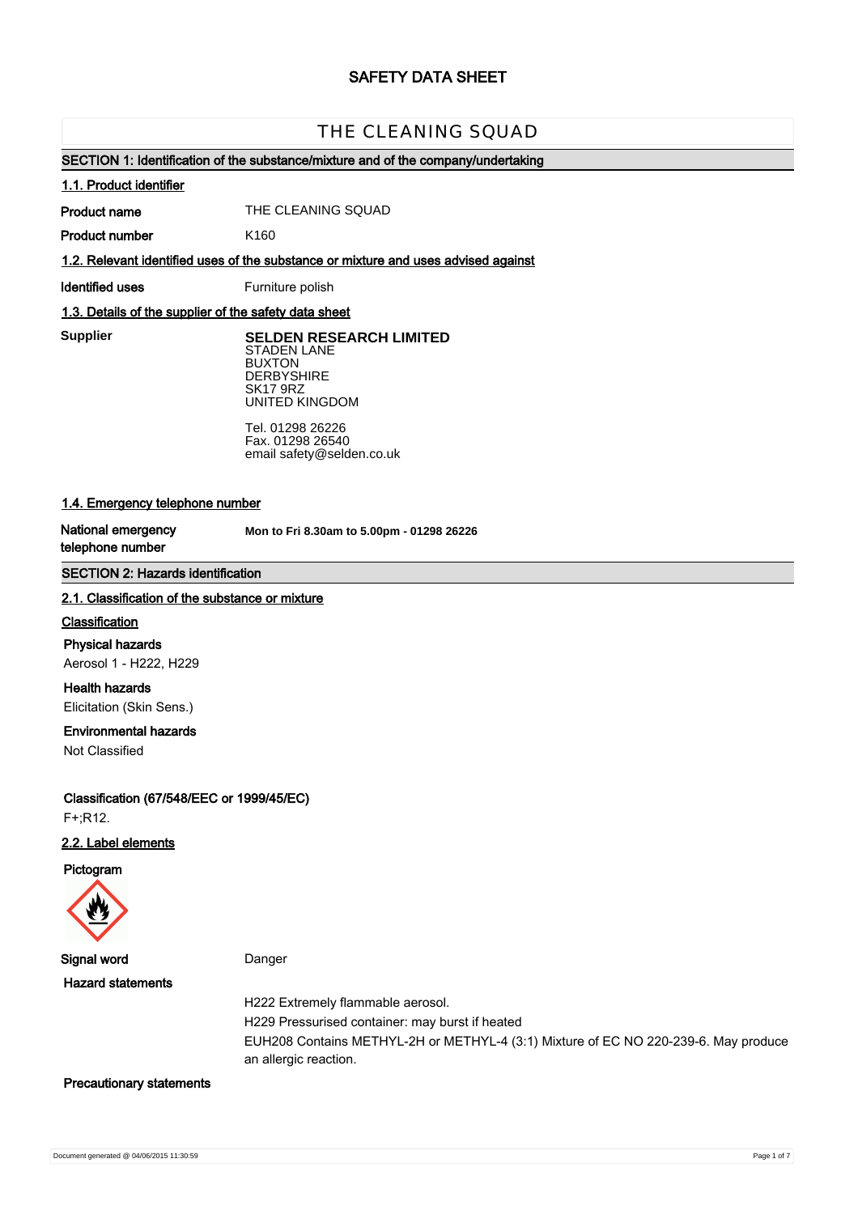# SAFETY DATA SHEET

## THE CLEANING SQUAD

### SECTION 1: Identification of the substance/mixture and of the company/undertaking

**1.1. Product identifier**

**Product name** THE CLEANING SQUAD

**Product number** K160

**1.2. Relevant identified uses of the substance or mixture and uses advised against**

**Identified uses** Furniture polish

**1.3. Details of the supplier of the safety data sheet**

**Supplier**

**SELDEN RESEARCH LIMITED**
STADEN LANE
BUXTON
DERBYSHIRE
SK17 9RZ
UNITED KINGDOM

Tel. 01298 26226
Fax. 01298 26540
email safety@selden.co.uk

**1.4. Emergency telephone number**

**National emergency telephone number** **Mon to Fri 8.30am to 5.00pm - 01298 26226**

### SECTION 2: Hazards identification

**2.1. Classification of the substance or mixture**

**Classification**

**Physical hazards**
Aerosol 1 - H222, H229

**Health hazards**
Elicitation (Skin Sens.)

**Environmental hazards**
Not Classified

**Classification (67/548/EEC or 1999/45/EC)**
F+;R12.

**2.2. Label elements**

**Pictogram**

**Signal word** Danger

**Hazard statements**

H222 Extremely flammable aerosol.

H229 Pressurised container: may burst if heated

EUH208 Contains METHYL-2H or METHYL-4 (3:1) Mixture of EC NO 220-239-6. May produce an allergic reaction.

**Precautionary statements**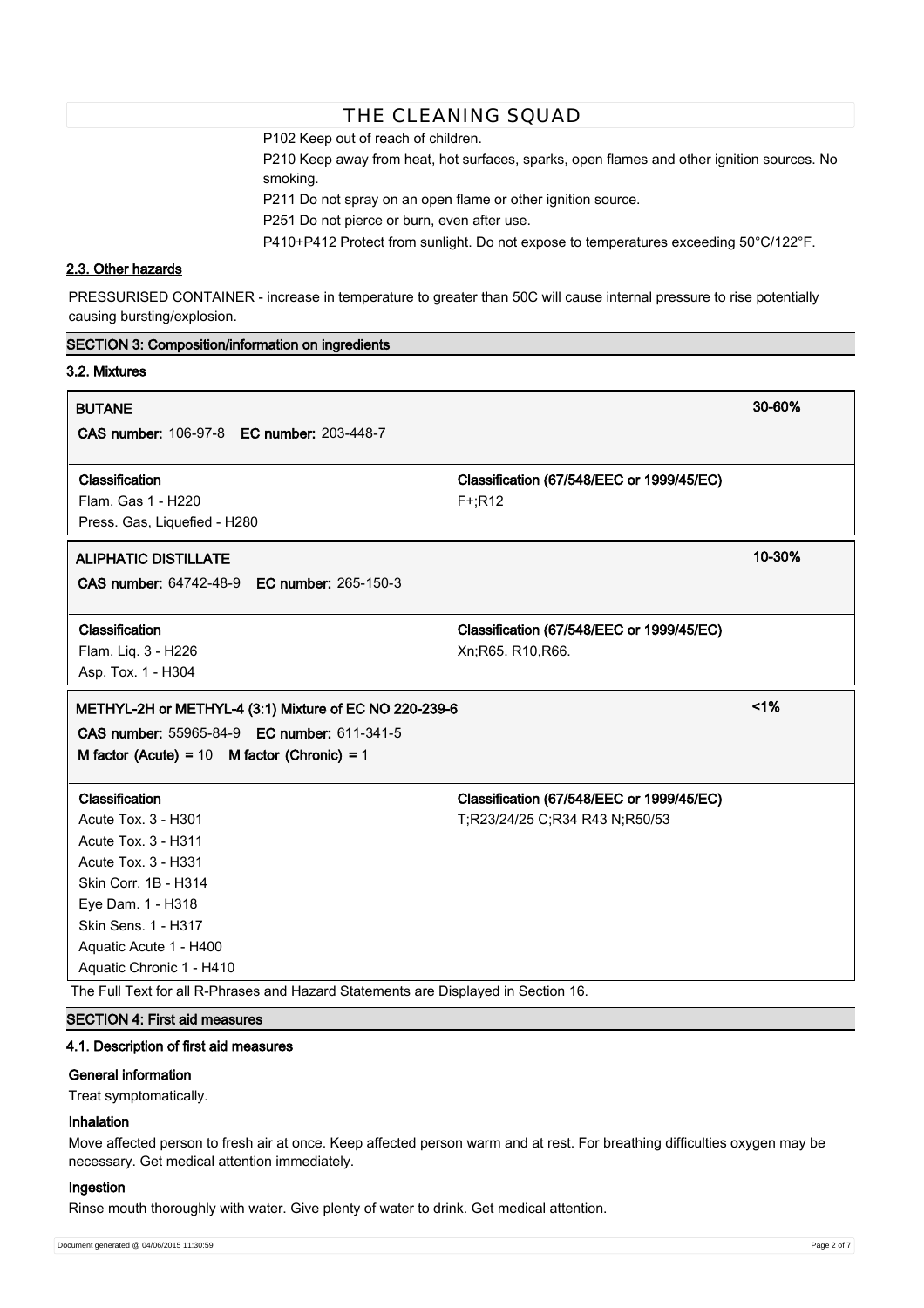P102 Keep out of reach of children.

P210 Keep away from heat, hot surfaces, sparks, open flames and other ignition sources. No smoking.

P211 Do not spray on an open flame or other ignition source.

P251 Do not pierce or burn, even after use.

P410+P412 Protect from sunlight. Do not expose to temperatures exceeding 50°C/122°F.

### 2.3. Other hazards

PRESSURISED CONTAINER - increase in temperature to greater than 50C will cause internal pressure to rise potentially causing bursting/explosion.

## SECTION 3: Composition/information on ingredients

### 3.2. Mixtures

**BUTANE** — 30-60%

**CAS number:** 106-97-8 **EC number:** 203-448-7

| Classification | Classification (67/548/EEC or 1999/45/EC) |
|---|---|
| Flam. Gas 1 - H220<br>Press. Gas, Liquefied - H280 | F+;R12 |

**ALIPHATIC DISTILLATE** — 10-30%

**CAS number:** 64742-48-9 **EC number:** 265-150-3

| Classification | Classification (67/548/EEC or 1999/45/EC) |
|---|---|
| Flam. Liq. 3 - H226<br>Asp. Tox. 1 - H304 | Xn;R65. R10,R66. |

**METHYL-2H or METHYL-4 (3:1) Mixture of EC NO 220-239-6** — <1%

**CAS number:** 55965-84-9 **EC number:** 611-341-5

**M factor (Acute) =** 10 **M factor (Chronic) =** 1

| Classification | Classification (67/548/EEC or 1999/45/EC) |
|---|---|
| Acute Tox. 3 - H301<br>Acute Tox. 3 - H311<br>Acute Tox. 3 - H331<br>Skin Corr. 1B - H314<br>Eye Dam. 1 - H318<br>Skin Sens. 1 - H317<br>Aquatic Acute 1 - H400<br>Aquatic Chronic 1 - H410 | T;R23/24/25 C;R34 R43 N;R50/53 |

The Full Text for all R-Phrases and Hazard Statements are Displayed in Section 16.

## SECTION 4: First aid measures

### 4.1. Description of first aid measures

**General information**

Treat symptomatically.

**Inhalation**

Move affected person to fresh air at once. Keep affected person warm and at rest. For breathing difficulties oxygen may be necessary. Get medical attention immediately.

**Ingestion**

Rinse mouth thoroughly with water. Give plenty of water to drink. Get medical attention.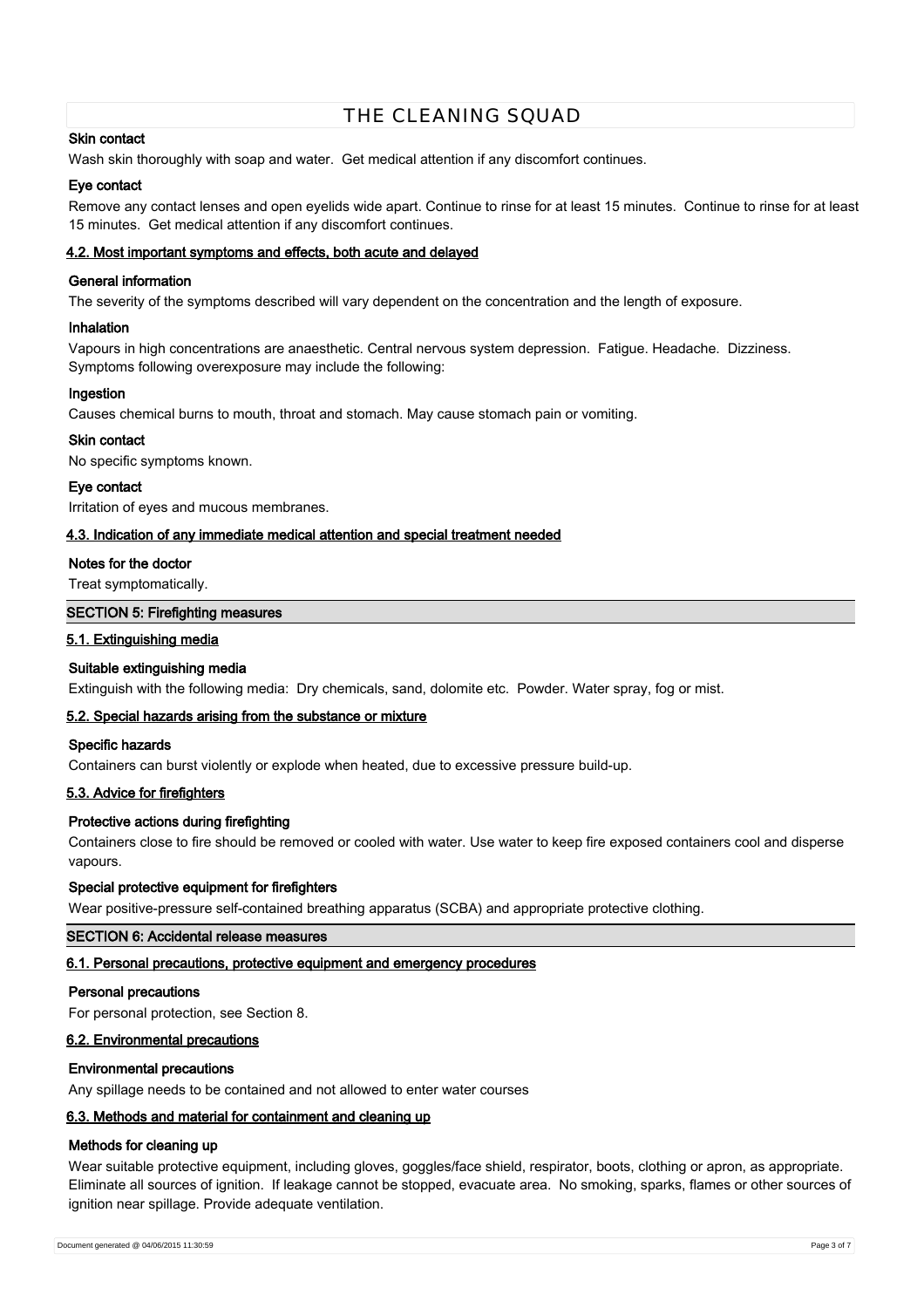### Skin contact

Wash skin thoroughly with soap and water. Get medical attention if any discomfort continues.

### Eye contact

Remove any contact lenses and open eyelids wide apart. Continue to rinse for at least 15 minutes. Continue to rinse for at least 15 minutes. Get medical attention if any discomfort continues.

## 4.2. Most important symptoms and effects, both acute and delayed

### General information

The severity of the symptoms described will vary dependent on the concentration and the length of exposure.

### Inhalation

Vapours in high concentrations are anaesthetic. Central nervous system depression. Fatigue. Headache. Dizziness. Symptoms following overexposure may include the following:

### Ingestion

Causes chemical burns to mouth, throat and stomach. May cause stomach pain or vomiting.

### Skin contact

No specific symptoms known.

### Eye contact

Irritation of eyes and mucous membranes.

## 4.3. Indication of any immediate medical attention and special treatment needed

### Notes for the doctor

Treat symptomatically.

# SECTION 5: Firefighting measures

## 5.1. Extinguishing media

### Suitable extinguishing media

Extinguish with the following media: Dry chemicals, sand, dolomite etc. Powder. Water spray, fog or mist.

## 5.2. Special hazards arising from the substance or mixture

### Specific hazards

Containers can burst violently or explode when heated, due to excessive pressure build-up.

## 5.3. Advice for firefighters

### Protective actions during firefighting

Containers close to fire should be removed or cooled with water. Use water to keep fire exposed containers cool and disperse vapours.

### Special protective equipment for firefighters

Wear positive-pressure self-contained breathing apparatus (SCBA) and appropriate protective clothing.

# SECTION 6: Accidental release measures

## 6.1. Personal precautions, protective equipment and emergency procedures

### Personal precautions

For personal protection, see Section 8.

## 6.2. Environmental precautions

### Environmental precautions

Any spillage needs to be contained and not allowed to enter water courses

## 6.3. Methods and material for containment and cleaning up

### Methods for cleaning up

Wear suitable protective equipment, including gloves, goggles/face shield, respirator, boots, clothing or apron, as appropriate. Eliminate all sources of ignition. If leakage cannot be stopped, evacuate area. No smoking, sparks, flames or other sources of ignition near spillage. Provide adequate ventilation.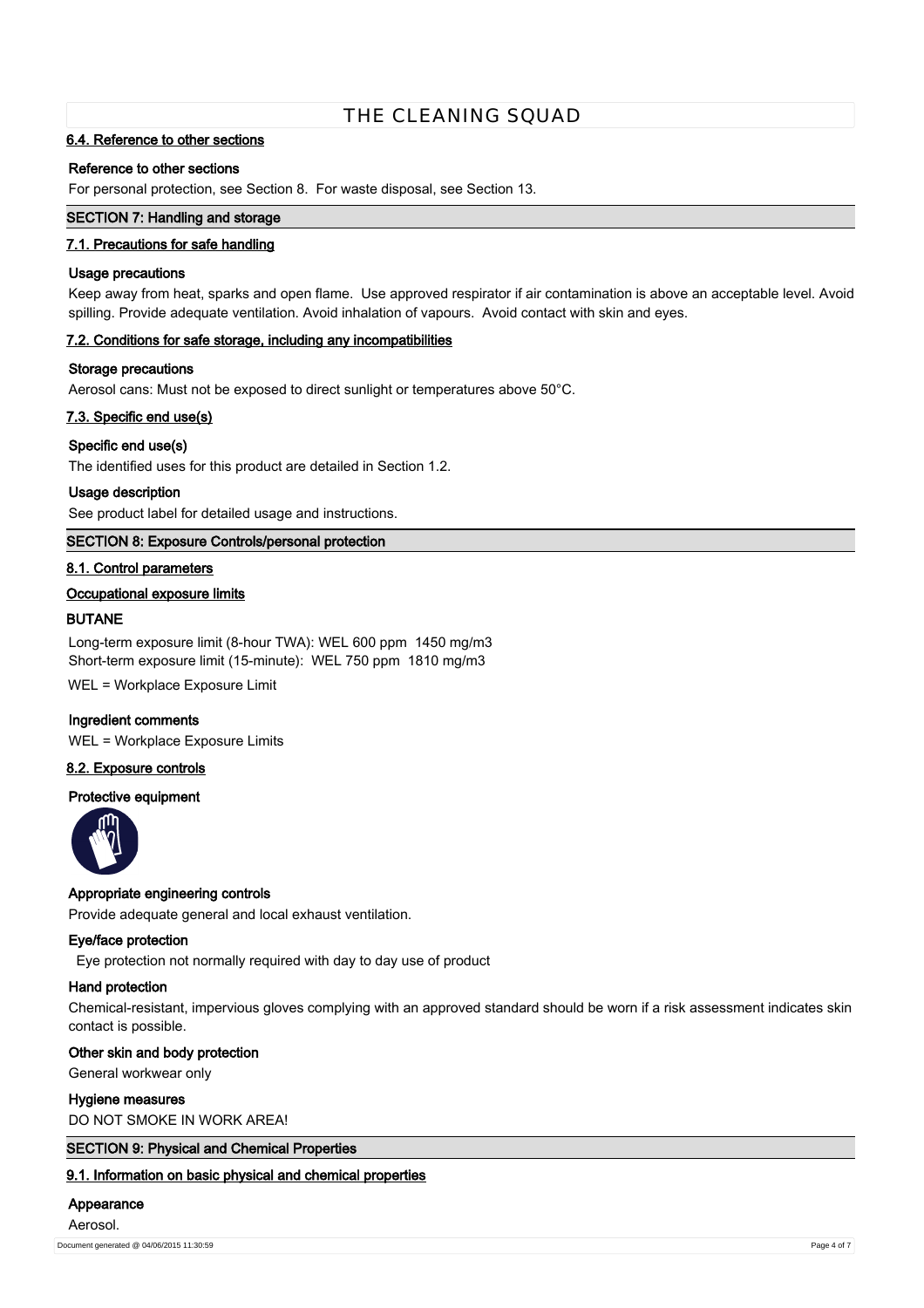### 6.4. Reference to other sections

**Reference to other sections**

For personal protection, see Section 8. For waste disposal, see Section 13.

## SECTION 7: Handling and storage

### 7.1. Precautions for safe handling

**Usage precautions**

Keep away from heat, sparks and open flame. Use approved respirator if air contamination is above an acceptable level. Avoid spilling. Provide adequate ventilation. Avoid inhalation of vapours. Avoid contact with skin and eyes.

### 7.2. Conditions for safe storage, including any incompatibilities

**Storage precautions**

Aerosol cans: Must not be exposed to direct sunlight or temperatures above 50°C.

### 7.3. Specific end use(s)

**Specific end use(s)**

The identified uses for this product are detailed in Section 1.2.

**Usage description**

See product label for detailed usage and instructions.

## SECTION 8: Exposure Controls/personal protection

### 8.1. Control parameters

**Occupational exposure limits**

**BUTANE**

Long-term exposure limit (8-hour TWA): WEL 600 ppm 1450 mg/m3
Short-term exposure limit (15-minute): WEL 750 ppm 1810 mg/m3

WEL = Workplace Exposure Limit

**Ingredient comments**

WEL = Workplace Exposure Limits

### 8.2. Exposure controls

**Protective equipment**

**Appropriate engineering controls**

Provide adequate general and local exhaust ventilation.

**Eye/face protection**

Eye protection not normally required with day to day use of product

**Hand protection**

Chemical-resistant, impervious gloves complying with an approved standard should be worn if a risk assessment indicates skin contact is possible.

**Other skin and body protection**

General workwear only

**Hygiene measures**

DO NOT SMOKE IN WORK AREA!

## SECTION 9: Physical and Chemical Properties

### 9.1. Information on basic physical and chemical properties

**Appearance**

Aerosol.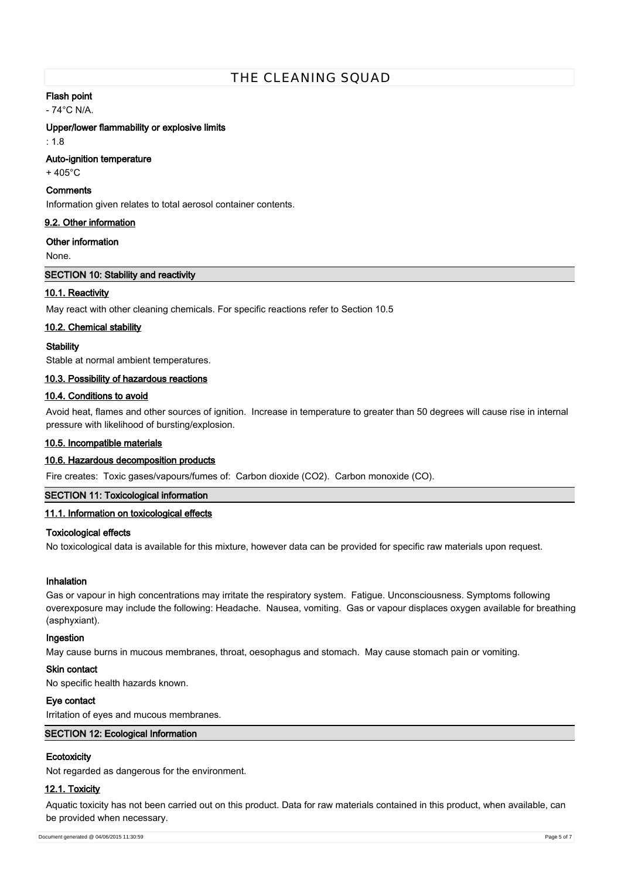**Flash point**

- 74°C N/A.

**Upper/lower flammability or explosive limits**

: 1.8

**Auto-ignition temperature**

+ 405°C

**Comments**

Information given relates to total aerosol container contents.

### 9.2. Other information

**Other information**

None.

## SECTION 10: Stability and reactivity

### 10.1. Reactivity

May react with other cleaning chemicals. For specific reactions refer to Section 10.5

### 10.2. Chemical stability

**Stability**

Stable at normal ambient temperatures.

### 10.3. Possibility of hazardous reactions

### 10.4. Conditions to avoid

Avoid heat, flames and other sources of ignition. Increase in temperature to greater than 50 degrees will cause rise in internal pressure with likelihood of bursting/explosion.

### 10.5. Incompatible materials

### 10.6. Hazardous decomposition products

Fire creates: Toxic gases/vapours/fumes of: Carbon dioxide ($CO_2$). Carbon monoxide (CO).

## SECTION 11: Toxicological information

### 11.1. Information on toxicological effects

**Toxicological effects**

No toxicological data is available for this mixture, however data can be provided for specific raw materials upon request.

**Inhalation**

Gas or vapour in high concentrations may irritate the respiratory system. Fatigue. Unconsciousness. Symptoms following overexposure may include the following: Headache. Nausea, vomiting. Gas or vapour displaces oxygen available for breathing (asphyxiant).

**Ingestion**

May cause burns in mucous membranes, throat, oesophagus and stomach. May cause stomach pain or vomiting.

**Skin contact**

No specific health hazards known.

**Eye contact**

Irritation of eyes and mucous membranes.

## SECTION 12: Ecological Information

**Ecotoxicity**

Not regarded as dangerous for the environment.

### 12.1. Toxicity

Aquatic toxicity has not been carried out on this product. Data for raw materials contained in this product, when available, can be provided when necessary.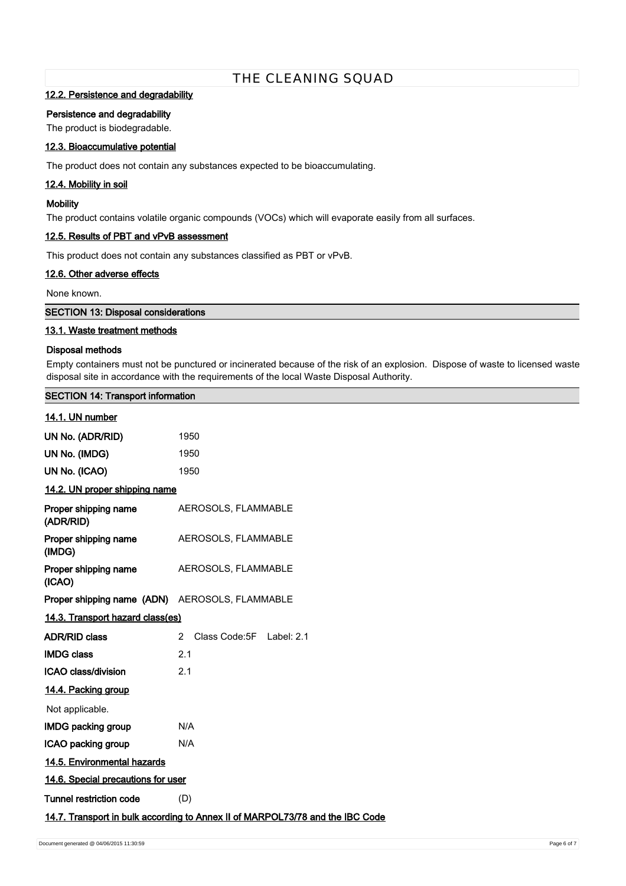### 12.2. Persistence and degradability

**Persistence and degradability**

The product is biodegradable.

### 12.3. Bioaccumulative potential

The product does not contain any substances expected to be bioaccumulating.

### 12.4. Mobility in soil

**Mobility**

The product contains volatile organic compounds (VOCs) which will evaporate easily from all surfaces.

### 12.5. Results of PBT and vPvB assessment

This product does not contain any substances classified as PBT or vPvB.

### 12.6. Other adverse effects

None known.

## SECTION 13: Disposal considerations

### 13.1. Waste treatment methods

**Disposal methods**

Empty containers must not be punctured or incinerated because of the risk of an explosion. Dispose of waste to licensed waste disposal site in accordance with the requirements of the local Waste Disposal Authority.

## SECTION 14: Transport information

### 14.1. UN number

| | |
|---|---|
| **UN No. (ADR/RID)** | 1950 |
| **UN No. (IMDG)** | 1950 |
| **UN No. (ICAO)** | 1950 |

### 14.2. UN proper shipping name

| | |
|---|---|
| **Proper shipping name (ADR/RID)** | AEROSOLS, FLAMMABLE |
| **Proper shipping name (IMDG)** | AEROSOLS, FLAMMABLE |
| **Proper shipping name (ICAO)** | AEROSOLS, FLAMMABLE |
| **Proper shipping name (ADN)** | AEROSOLS, FLAMMABLE |

### 14.3. Transport hazard class(es)

| | |
|---|---|
| **ADR/RID class** | 2 Class Code:5F Label: 2.1 |
| **IMDG class** | 2.1 |
| **ICAO class/division** | 2.1 |

### 14.4. Packing group

Not applicable.

| | |
|---|---|
| **IMDG packing group** | N/A |
| **ICAO packing group** | N/A |

### 14.5. Environmental hazards

### 14.6. Special precautions for user

**Tunnel restriction code** (D)

### 14.7. Transport in bulk according to Annex II of MARPOL73/78 and the IBC Code

Document generated @ 04/06/2015 11:30:59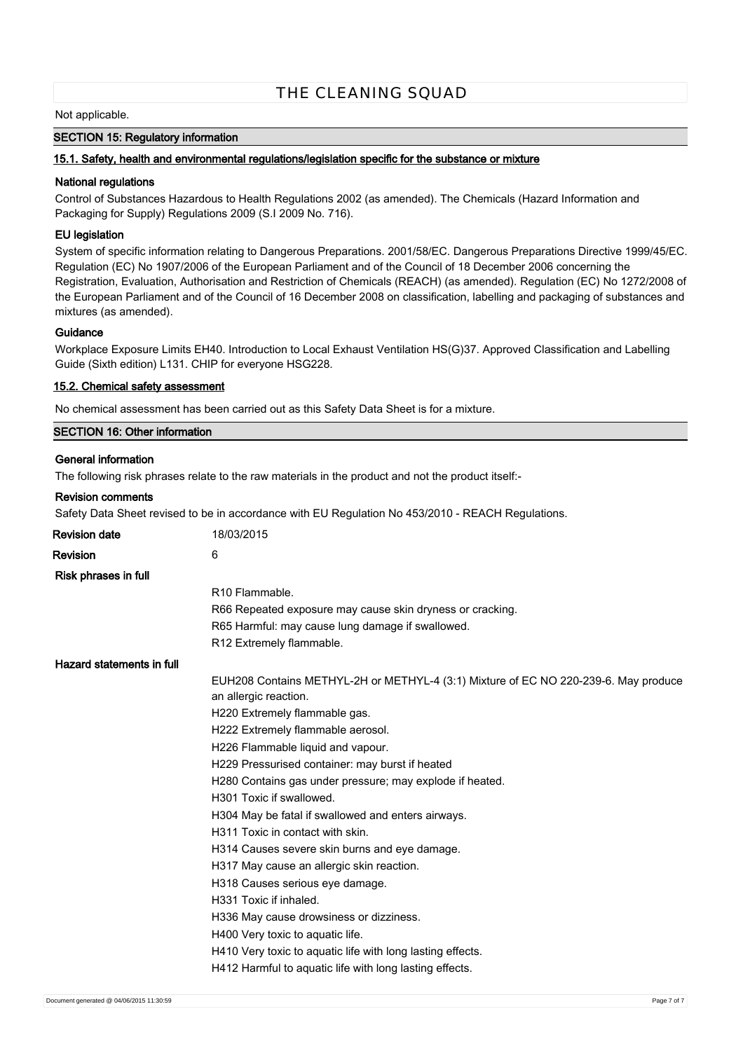Not applicable.

## SECTION 15: Regulatory information

### 15.1. Safety, health and environmental regulations/legislation specific for the substance or mixture

**National regulations**

Control of Substances Hazardous to Health Regulations 2002 (as amended). The Chemicals (Hazard Information and Packaging for Supply) Regulations 2009 (S.I 2009 No. 716).

**EU legislation**

System of specific information relating to Dangerous Preparations. 2001/58/EC. Dangerous Preparations Directive 1999/45/EC. Regulation (EC) No 1907/2006 of the European Parliament and of the Council of 18 December 2006 concerning the Registration, Evaluation, Authorisation and Restriction of Chemicals (REACH) (as amended). Regulation (EC) No 1272/2008 of the European Parliament and of the Council of 16 December 2008 on classification, labelling and packaging of substances and mixtures (as amended).

**Guidance**

Workplace Exposure Limits EH40. Introduction to Local Exhaust Ventilation HS(G)37. Approved Classification and Labelling Guide (Sixth edition) L131. CHIP for everyone HSG228.

### 15.2. Chemical safety assessment

No chemical assessment has been carried out as this Safety Data Sheet is for a mixture.

## SECTION 16: Other information

**General information**

The following risk phrases relate to the raw materials in the product and not the product itself:-

**Revision comments**

Safety Data Sheet revised to be in accordance with EU Regulation No 453/2010 - REACH Regulations.

**Revision date** 18/03/2015

**Revision** 6

**Risk phrases in full**

R10 Flammable.
R66 Repeated exposure may cause skin dryness or cracking.
R65 Harmful: may cause lung damage if swallowed.
R12 Extremely flammable.

**Hazard statements in full**

EUH208 Contains METHYL-2H or METHYL-4 (3:1) Mixture of EC NO 220-239-6. May produce an allergic reaction.
H220 Extremely flammable gas.
H222 Extremely flammable aerosol.
H226 Flammable liquid and vapour.
H229 Pressurised container: may burst if heated
H280 Contains gas under pressure; may explode if heated.
H301 Toxic if swallowed.
H304 May be fatal if swallowed and enters airways.
H311 Toxic in contact with skin.
H314 Causes severe skin burns and eye damage.
H317 May cause an allergic skin reaction.
H318 Causes serious eye damage.
H331 Toxic if inhaled.
H336 May cause drowsiness or dizziness.
H400 Very toxic to aquatic life.
H410 Very toxic to aquatic life with long lasting effects.
H412 Harmful to aquatic life with long lasting effects.